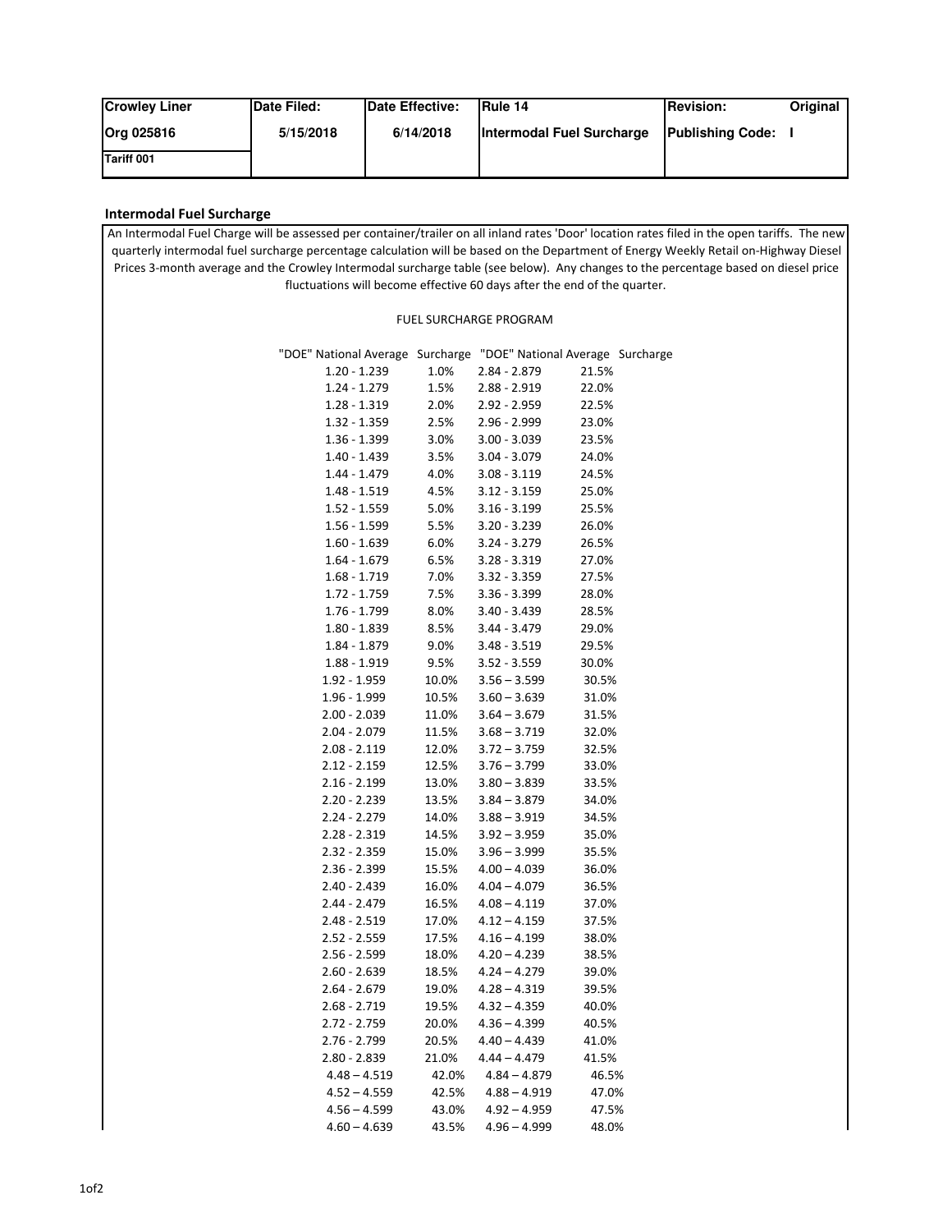| Crowley Liner | Date Filed: | Date Effective: | Rule 14 | Revision: Original |
|---|---|---|---|---|
| Org 025816 | 5/15/2018 | 6/14/2018 | Intermodal Fuel Surcharge | Publishing Code: I |
| Tariff 001 | | | | |

## Intermodal Fuel Surcharge

An Intermodal Fuel Charge will be assessed per container/trailer on all inland rates 'Door' location rates filed in the open tariffs. The new quarterly intermodal fuel surcharge percentage calculation will be based on the Department of Energy Weekly Retail on-Highway Diesel Prices 3-month average and the Crowley Intermodal surcharge table (see below). Any changes to the percentage based on diesel price fluctuations will become effective 60 days after the end of the quarter.

FUEL SURCHARGE PROGRAM

| "DOE" National Average | Surcharge | "DOE" National Average | Surcharge |
|---|---|---|---|
| 1.20 - 1.239 | 1.0% | 2.84 - 2.879 | 21.5% |
| 1.24 - 1.279 | 1.5% | 2.88 - 2.919 | 22.0% |
| 1.28 - 1.319 | 2.0% | 2.92 - 2.959 | 22.5% |
| 1.32 - 1.359 | 2.5% | 2.96 - 2.999 | 23.0% |
| 1.36 - 1.399 | 3.0% | 3.00 - 3.039 | 23.5% |
| 1.40 - 1.439 | 3.5% | 3.04 - 3.079 | 24.0% |
| 1.44 - 1.479 | 4.0% | 3.08 - 3.119 | 24.5% |
| 1.48 - 1.519 | 4.5% | 3.12 - 3.159 | 25.0% |
| 1.52 - 1.559 | 5.0% | 3.16 - 3.199 | 25.5% |
| 1.56 - 1.599 | 5.5% | 3.20 - 3.239 | 26.0% |
| 1.60 - 1.639 | 6.0% | 3.24 - 3.279 | 26.5% |
| 1.64 - 1.679 | 6.5% | 3.28 - 3.319 | 27.0% |
| 1.68 - 1.719 | 7.0% | 3.32 - 3.359 | 27.5% |
| 1.72 - 1.759 | 7.5% | 3.36 - 3.399 | 28.0% |
| 1.76 - 1.799 | 8.0% | 3.40 - 3.439 | 28.5% |
| 1.80 - 1.839 | 8.5% | 3.44 - 3.479 | 29.0% |
| 1.84 - 1.879 | 9.0% | 3.48 - 3.519 | 29.5% |
| 1.88 - 1.919 | 9.5% | 3.52 - 3.559 | 30.0% |
| 1.92 - 1.959 | 10.0% | 3.56 – 3.599 | 30.5% |
| 1.96 - 1.999 | 10.5% | 3.60 – 3.639 | 31.0% |
| 2.00 - 2.039 | 11.0% | 3.64 – 3.679 | 31.5% |
| 2.04 - 2.079 | 11.5% | 3.68 – 3.719 | 32.0% |
| 2.08 - 2.119 | 12.0% | 3.72 – 3.759 | 32.5% |
| 2.12 - 2.159 | 12.5% | 3.76 – 3.799 | 33.0% |
| 2.16 - 2.199 | 13.0% | 3.80 – 3.839 | 33.5% |
| 2.20 - 2.239 | 13.5% | 3.84 – 3.879 | 34.0% |
| 2.24 - 2.279 | 14.0% | 3.88 – 3.919 | 34.5% |
| 2.28 - 2.319 | 14.5% | 3.92 – 3.959 | 35.0% |
| 2.32 - 2.359 | 15.0% | 3.96 – 3.999 | 35.5% |
| 2.36 - 2.399 | 15.5% | 4.00 – 4.039 | 36.0% |
| 2.40 - 2.439 | 16.0% | 4.04 – 4.079 | 36.5% |
| 2.44 - 2.479 | 16.5% | 4.08 – 4.119 | 37.0% |
| 2.48 - 2.519 | 17.0% | 4.12 – 4.159 | 37.5% |
| 2.52 - 2.559 | 17.5% | 4.16 – 4.199 | 38.0% |
| 2.56 - 2.599 | 18.0% | 4.20 – 4.239 | 38.5% |
| 2.60 - 2.639 | 18.5% | 4.24 – 4.279 | 39.0% |
| 2.64 - 2.679 | 19.0% | 4.28 – 4.319 | 39.5% |
| 2.68 - 2.719 | 19.5% | 4.32 – 4.359 | 40.0% |
| 2.72 - 2.759 | 20.0% | 4.36 – 4.399 | 40.5% |
| 2.76 - 2.799 | 20.5% | 4.40 – 4.439 | 41.0% |
| 2.80 - 2.839 | 21.0% | 4.44 – 4.479 | 41.5% |
| 4.48 – 4.519 | 42.0% | 4.84 – 4.879 | 46.5% |
| 4.52 – 4.559 | 42.5% | 4.88 – 4.919 | 47.0% |
| 4.56 – 4.599 | 43.0% | 4.92 – 4.959 | 47.5% |
| 4.60 – 4.639 | 43.5% | 4.96 – 4.999 | 48.0% |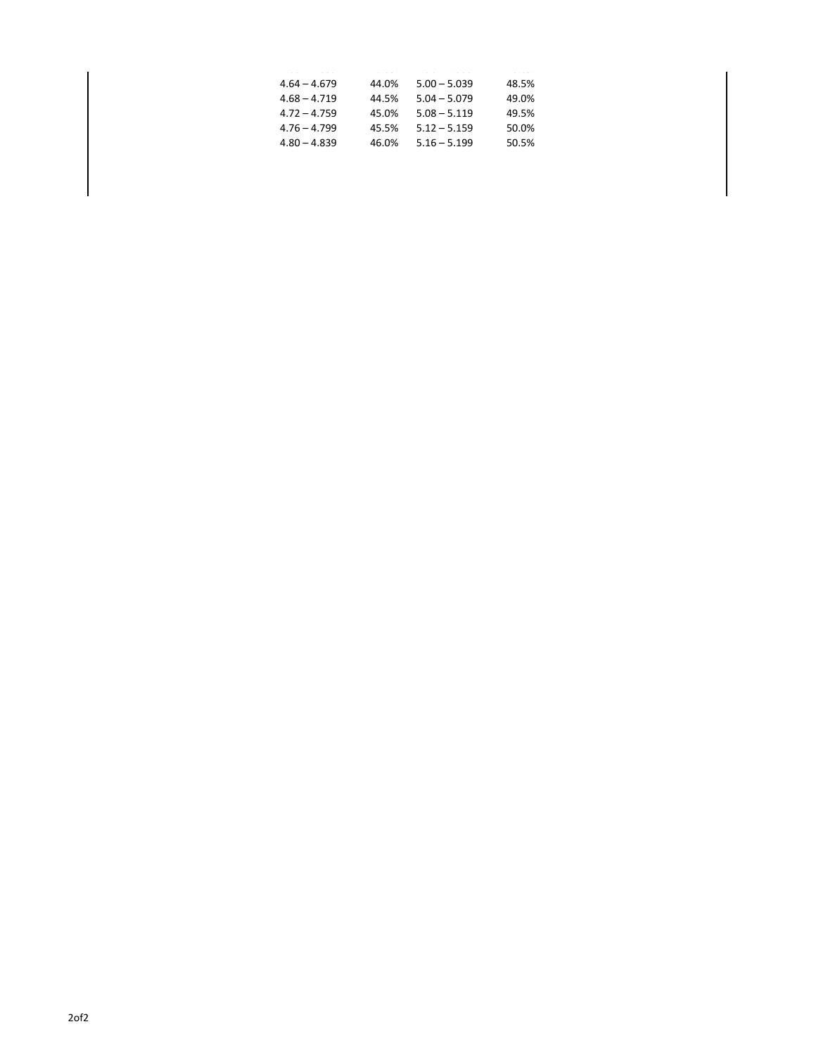| | | | |
|---|---|---|---|
| 4.64 – 4.679 | 44.0% | 5.00 – 5.039 | 48.5% |
| 4.68 – 4.719 | 44.5% | 5.04 – 5.079 | 49.0% |
| 4.72 – 4.759 | 45.0% | 5.08 – 5.119 | 49.5% |
| 4.76 – 4.799 | 45.5% | 5.12 – 5.159 | 50.0% |
| 4.80 – 4.839 | 46.0% | 5.16 – 5.199 | 50.5% |